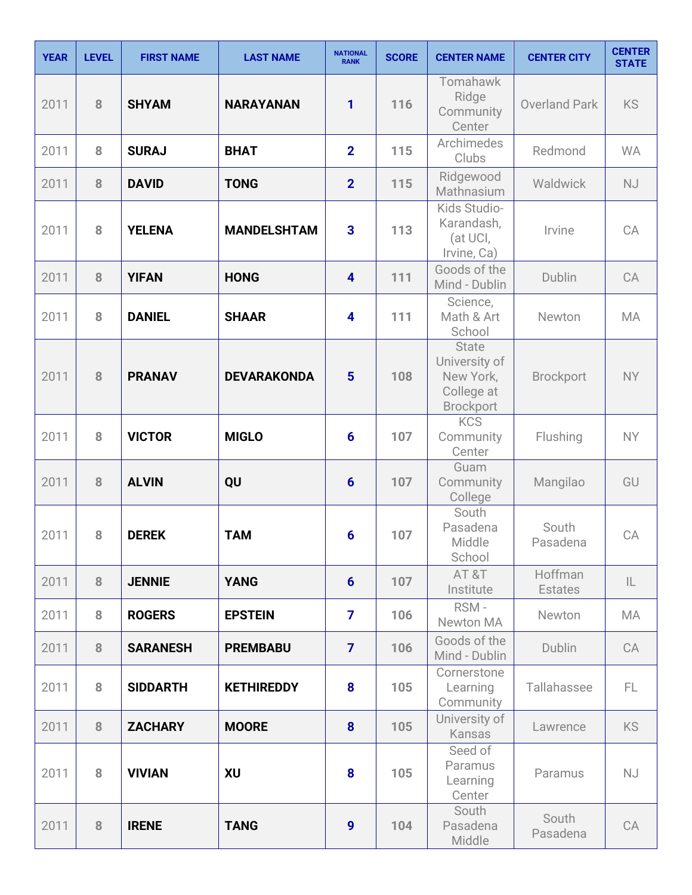| YEAR | LEVEL | FIRST NAME | LAST NAME | NATIONAL RANK | SCORE | CENTER NAME | CENTER CITY | CENTER STATE |
|---|---|---|---|---|---|---|---|---|
| 2011 | 8 | **SHYAM** | **NARAYANAN** | **1** | **116** | Tomahawk Ridge Community Center | Overland Park | KS |
| 2011 | 8 | **SURAJ** | **BHAT** | **2** | **115** | Archimedes Clubs | Redmond | WA |
| 2011 | 8 | **DAVID** | **TONG** | **2** | **115** | Ridgewood Mathnasium | Waldwick | NJ |
| 2011 | 8 | **YELENA** | **MANDELSHTAM** | **3** | **113** | Kids Studio-Karandash, (at UCI, Irvine, Ca) | Irvine | CA |
| 2011 | 8 | **YIFAN** | **HONG** | **4** | **111** | Goods of the Mind - Dublin | Dublin | CA |
| 2011 | 8 | **DANIEL** | **SHAAR** | **4** | **111** | Science, Math & Art School | Newton | MA |
| 2011 | 8 | **PRANAV** | **DEVARAKONDA** | **5** | **108** | State University of New York, College at Brockport | Brockport | NY |
| 2011 | 8 | **VICTOR** | **MIGLO** | **6** | **107** | KCS Community Center | Flushing | NY |
| 2011 | 8 | **ALVIN** | **QU** | **6** | **107** | Guam Community College | Mangilao | GU |
| 2011 | 8 | **DEREK** | **TAM** | **6** | **107** | South Pasadena Middle School | South Pasadena | CA |
| 2011 | 8 | **JENNIE** | **YANG** | **6** | **107** | AT &T Institute | Hoffman Estates | IL |
| 2011 | 8 | **ROGERS** | **EPSTEIN** | **7** | **106** | RSM - Newton MA | Newton | MA |
| 2011 | 8 | **SARANESH** | **PREMBABU** | **7** | **106** | Goods of the Mind - Dublin | Dublin | CA |
| 2011 | 8 | **SIDDARTH** | **KETHIREDDY** | **8** | **105** | Cornerstone Learning Community | Tallahassee | FL |
| 2011 | 8 | **ZACHARY** | **MOORE** | **8** | **105** | University of Kansas | Lawrence | KS |
| 2011 | 8 | **VIVIAN** | **XU** | **8** | **105** | Seed of Paramus Learning Center | Paramus | NJ |
| 2011 | 8 | **IRENE** | **TANG** | **9** | **104** | South Pasadena Middle | South Pasadena | CA |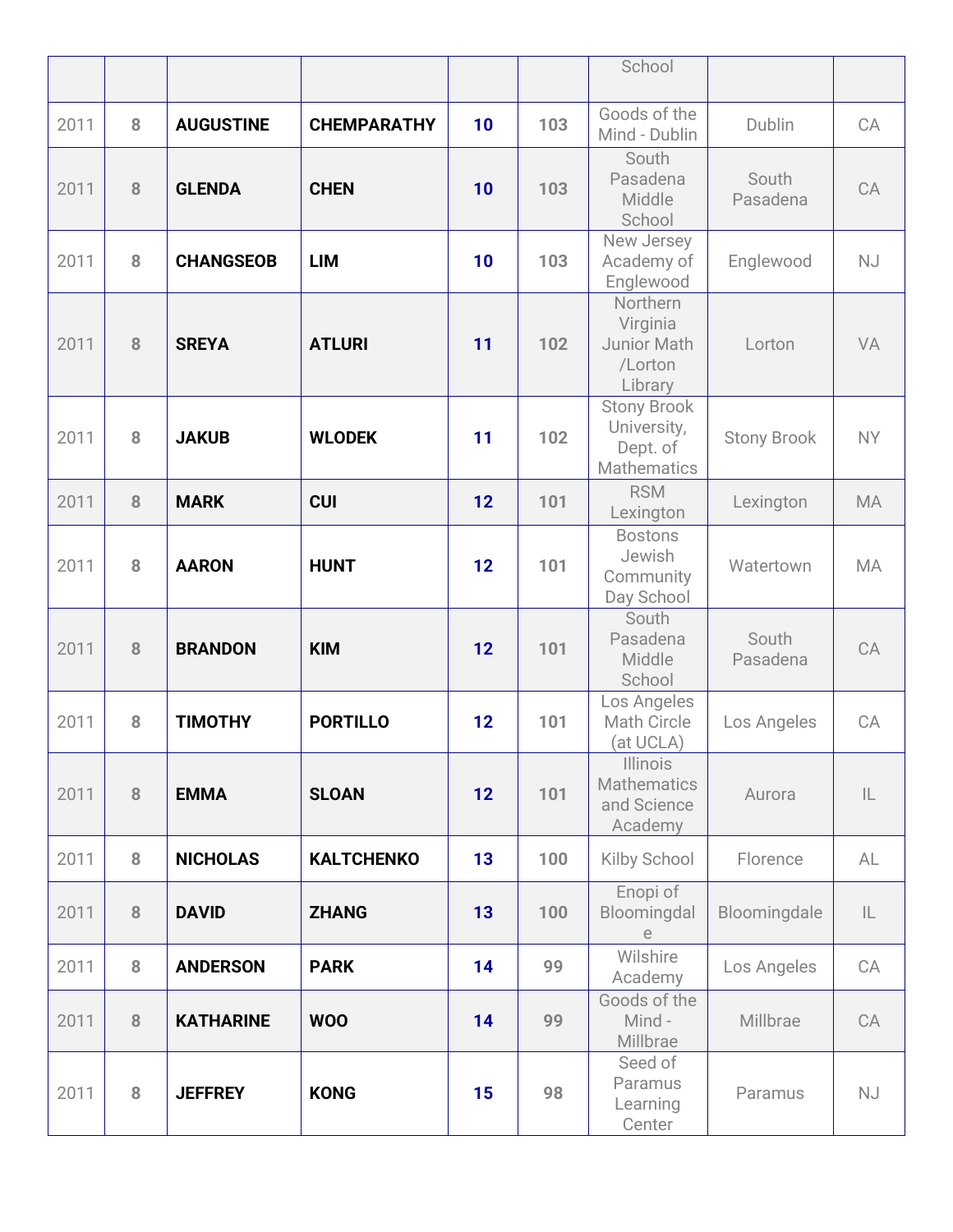| | | | | | | School | | |
|---|---|---|---|---|---|---|---|---|
| 2011 | **8** | **AUGUSTINE** | **CHEMPARATHY** | **10** | **103** | Goods of the Mind - Dublin | Dublin | CA |
| 2011 | **8** | **GLENDA** | **CHEN** | **10** | **103** | South Pasadena Middle School | South Pasadena | CA |
| 2011 | **8** | **CHANGSEOB** | **LIM** | **10** | **103** | New Jersey Academy of Englewood | Englewood | NJ |
| 2011 | **8** | **SREYA** | **ATLURI** | **11** | **102** | Northern Virginia Junior Math /Lorton Library | Lorton | VA |
| 2011 | **8** | **JAKUB** | **WLODEK** | **11** | **102** | Stony Brook University, Dept. of Mathematics | Stony Brook | NY |
| 2011 | **8** | **MARK** | **CUI** | **12** | **101** | RSM Lexington | Lexington | MA |
| 2011 | **8** | **AARON** | **HUNT** | **12** | **101** | Bostons Jewish Community Day School | Watertown | MA |
| 2011 | **8** | **BRANDON** | **KIM** | **12** | **101** | South Pasadena Middle School | South Pasadena | CA |
| 2011 | **8** | **TIMOTHY** | **PORTILLO** | **12** | **101** | Los Angeles Math Circle (at UCLA) | Los Angeles | CA |
| 2011 | **8** | **EMMA** | **SLOAN** | **12** | **101** | Illinois Mathematics and Science Academy | Aurora | IL |
| 2011 | **8** | **NICHOLAS** | **KALTCHENKO** | **13** | **100** | Kilby School | Florence | AL |
| 2011 | **8** | **DAVID** | **ZHANG** | **13** | **100** | Enopi of Bloomingdale | Bloomingdale | IL |
| 2011 | **8** | **ANDERSON** | **PARK** | **14** | **99** | Wilshire Academy | Los Angeles | CA |
| 2011 | **8** | **KATHARINE** | **WOO** | **14** | **99** | Goods of the Mind - Millbrae | Millbrae | CA |
| 2011 | **8** | **JEFFREY** | **KONG** | **15** | **98** | Seed of Paramus Learning Center | Paramus | NJ |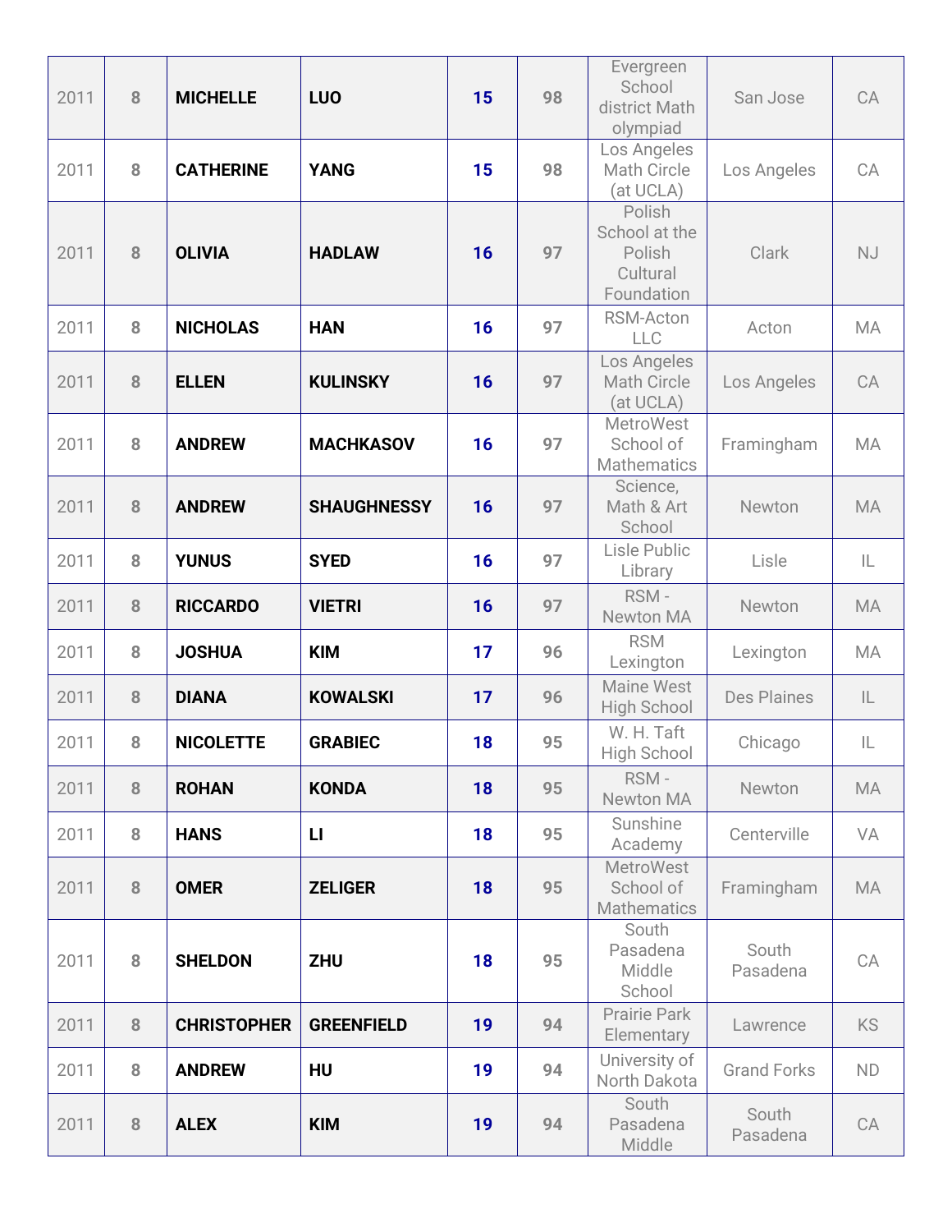| 2011 | 8 | MICHELLE | LUO | 15 | 98 | Evergreen School district Math olympiad | San Jose | CA |
|---|---|---|---|---|---|---|---|---|
| 2011 | 8 | CATHERINE | YANG | 15 | 98 | Los Angeles Math Circle (at UCLA) | Los Angeles | CA |
| 2011 | 8 | OLIVIA | HADLAW | 16 | 97 | Polish School at the Polish Cultural Foundation | Clark | NJ |
| 2011 | 8 | NICHOLAS | HAN | 16 | 97 | RSM-Acton LLC | Acton | MA |
| 2011 | 8 | ELLEN | KULINSKY | 16 | 97 | Los Angeles Math Circle (at UCLA) | Los Angeles | CA |
| 2011 | 8 | ANDREW | MACHKASOV | 16 | 97 | MetroWest School of Mathematics | Framingham | MA |
| 2011 | 8 | ANDREW | SHAUGHNESSY | 16 | 97 | Science, Math & Art School | Newton | MA |
| 2011 | 8 | YUNUS | SYED | 16 | 97 | Lisle Public Library | Lisle | IL |
| 2011 | 8 | RICCARDO | VIETRI | 16 | 97 | RSM - Newton MA | Newton | MA |
| 2011 | 8 | JOSHUA | KIM | 17 | 96 | RSM Lexington | Lexington | MA |
| 2011 | 8 | DIANA | KOWALSKI | 17 | 96 | Maine West High School | Des Plaines | IL |
| 2011 | 8 | NICOLETTE | GRABIEC | 18 | 95 | W. H. Taft High School | Chicago | IL |
| 2011 | 8 | ROHAN | KONDA | 18 | 95 | RSM - Newton MA | Newton | MA |
| 2011 | 8 | HANS | LI | 18 | 95 | Sunshine Academy | Centerville | VA |
| 2011 | 8 | OMER | ZELIGER | 18 | 95 | MetroWest School of Mathematics | Framingham | MA |
| 2011 | 8 | SHELDON | ZHU | 18 | 95 | South Pasadena Middle School | South Pasadena | CA |
| 2011 | 8 | CHRISTOPHER | GREENFIELD | 19 | 94 | Prairie Park Elementary | Lawrence | KS |
| 2011 | 8 | ANDREW | HU | 19 | 94 | University of North Dakota | Grand Forks | ND |
| 2011 | 8 | ALEX | KIM | 19 | 94 | South Pasadena Middle | South Pasadena | CA |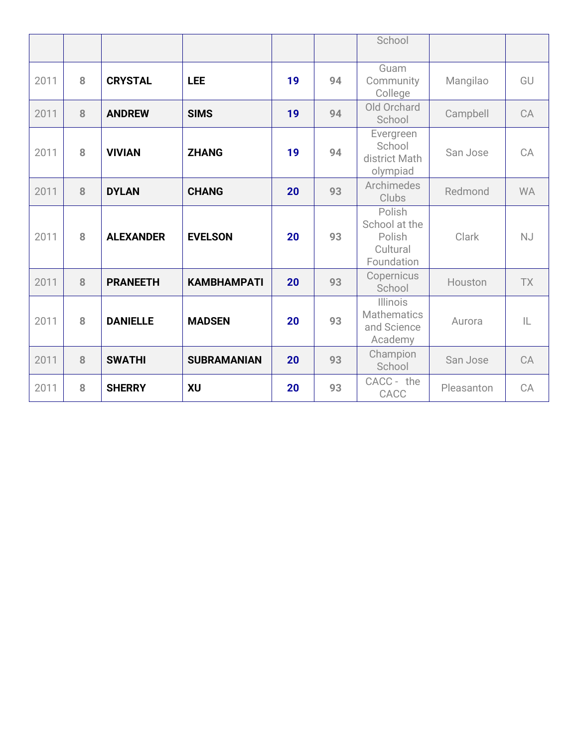| | | | | | | | | |
|---|---|---|---|---|---|---|---|---|
| | | | | | | School | | |
| 2011 | **8** | **CRYSTAL** | **LEE** | **19** | **94** | Guam Community College | Mangilao | GU |
| 2011 | **8** | **ANDREW** | **SIMS** | **19** | **94** | Old Orchard School | Campbell | CA |
| 2011 | **8** | **VIVIAN** | **ZHANG** | **19** | **94** | Evergreen School district Math olympiad | San Jose | CA |
| 2011 | **8** | **DYLAN** | **CHANG** | **20** | **93** | Archimedes Clubs | Redmond | WA |
| 2011 | **8** | **ALEXANDER** | **EVELSON** | **20** | **93** | Polish School at the Polish Cultural Foundation | Clark | NJ |
| 2011 | **8** | **PRANEETH** | **KAMBHAMPATI** | **20** | **93** | Copernicus School | Houston | TX |
| 2011 | **8** | **DANIELLE** | **MADSEN** | **20** | **93** | Illinois Mathematics and Science Academy | Aurora | IL |
| 2011 | **8** | **SWATHI** | **SUBRAMANIAN** | **20** | **93** | Champion School | San Jose | CA |
| 2011 | **8** | **SHERRY** | **XU** | **20** | **93** | CACC - the CACC | Pleasanton | CA |